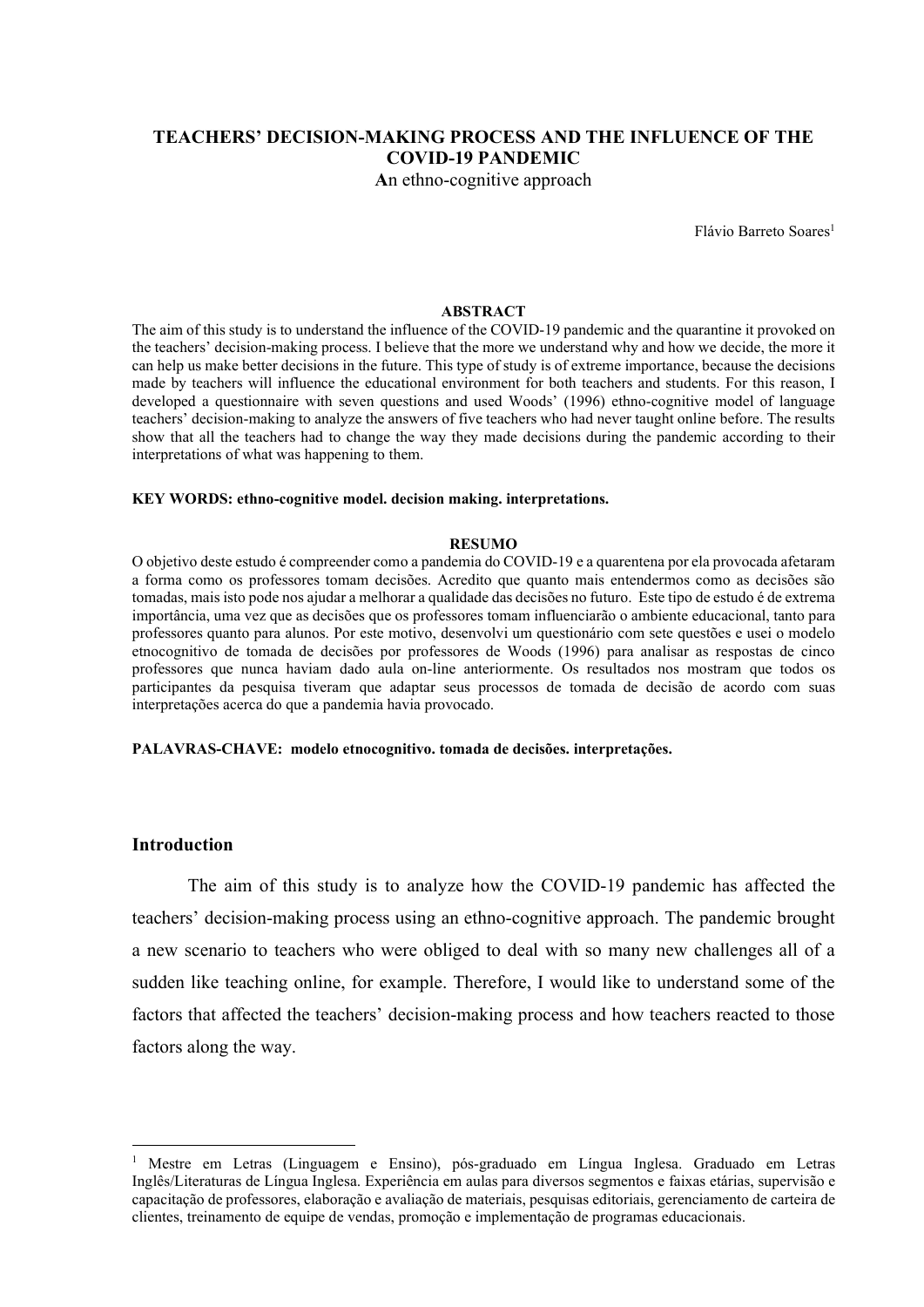# TEACHERS' DECISION-MAKING PROCESS AND THE INFLUENCE OF THE COVID-19 PANDEMIC

**A**n ethno-cognitive approach

Flávio Barreto Soares[1]

## ABSTRACT

The aim of this study is to understand the influence of the COVID-19 pandemic and the quarantine it provoked on the teachers' decision-making process. I believe that the more we understand why and how we decide, the more it can help us make better decisions in the future. This type of study is of extreme importance, because the decisions made by teachers will influence the educational environment for both teachers and students. For this reason, I developed a questionnaire with seven questions and used Woods' (1996) ethno-cognitive model of language teachers' decision-making to analyze the answers of five teachers who had never taught online before. The results show that all the teachers had to change the way they made decisions during the pandemic according to their interpretations of what was happening to them.

**KEY WORDS: ethno-cognitive model. decision making. interpretations.**

## RESUMO

O objetivo deste estudo é compreender como a pandemia do COVID-19 e a quarentena por ela provocada afetaram a forma como os professores tomam decisões. Acredito que quanto mais entendermos como as decisões são tomadas, mais isto pode nos ajudar a melhorar a qualidade das decisões no futuro. Este tipo de estudo é de extrema importância, uma vez que as decisões que os professores tomam influenciarão o ambiente educacional, tanto para professores quanto para alunos. Por este motivo, desenvolvi um questionário com sete questões e usei o modelo etnocognitivo de tomada de decisões por professores de Woods (1996) para analisar as respostas de cinco professores que nunca haviam dado aula on-line anteriormente. Os resultados nos mostram que todos os participantes da pesquisa tiveram que adaptar seus processos de tomada de decisão de acordo com suas interpretações acerca do que a pandemia havia provocado.

**PALAVRAS-CHAVE: modelo etnocognitivo. tomada de decisões. interpretações.**

## Introduction

The aim of this study is to analyze how the COVID-19 pandemic has affected the teachers' decision-making process using an ethno-cognitive approach. The pandemic brought a new scenario to teachers who were obliged to deal with so many new challenges all of a sudden like teaching online, for example. Therefore, I would like to understand some of the factors that affected the teachers' decision-making process and how teachers reacted to those factors along the way.

---

[1] Mestre em Letras (Linguagem e Ensino), pós-graduado em Língua Inglesa. Graduado em Letras Inglês/Literaturas de Língua Inglesa. Experiência em aulas para diversos segmentos e faixas etárias, supervisão e capacitação de professores, elaboração e avaliação de materiais, pesquisas editoriais, gerenciamento de carteira de clientes, treinamento de equipe de vendas, promoção e implementação de programas educacionais.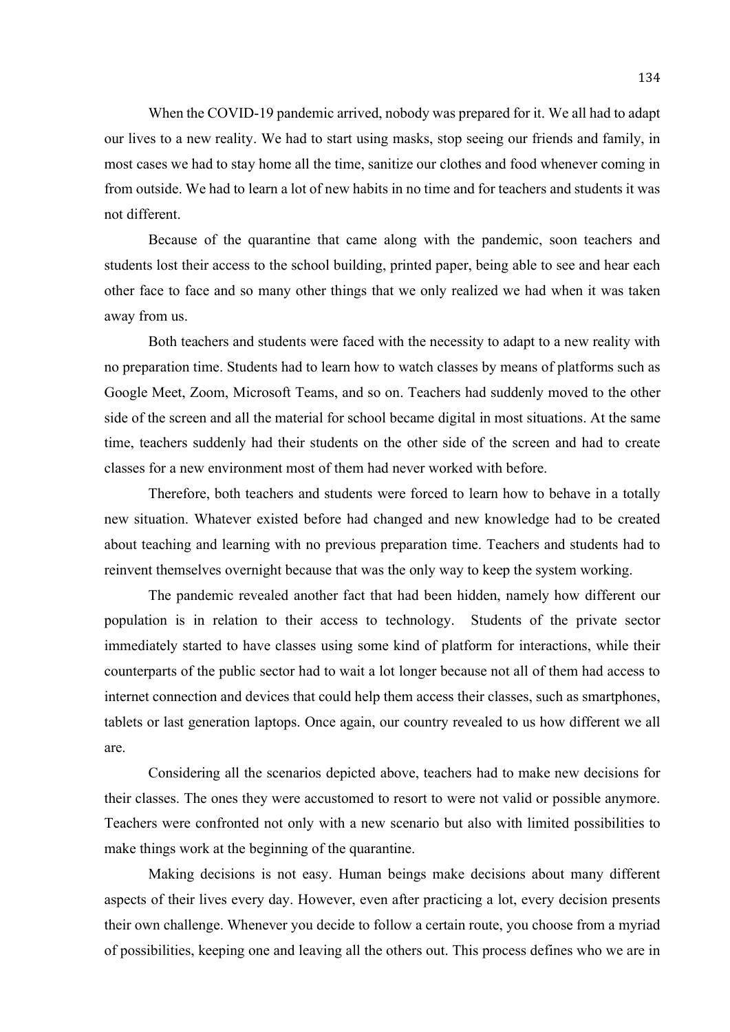When the COVID-19 pandemic arrived, nobody was prepared for it. We all had to adapt our lives to a new reality. We had to start using masks, stop seeing our friends and family, in most cases we had to stay home all the time, sanitize our clothes and food whenever coming in from outside. We had to learn a lot of new habits in no time and for teachers and students it was not different.

Because of the quarantine that came along with the pandemic, soon teachers and students lost their access to the school building, printed paper, being able to see and hear each other face to face and so many other things that we only realized we had when it was taken away from us.

Both teachers and students were faced with the necessity to adapt to a new reality with no preparation time. Students had to learn how to watch classes by means of platforms such as Google Meet, Zoom, Microsoft Teams, and so on. Teachers had suddenly moved to the other side of the screen and all the material for school became digital in most situations. At the same time, teachers suddenly had their students on the other side of the screen and had to create classes for a new environment most of them had never worked with before.

Therefore, both teachers and students were forced to learn how to behave in a totally new situation. Whatever existed before had changed and new knowledge had to be created about teaching and learning with no previous preparation time. Teachers and students had to reinvent themselves overnight because that was the only way to keep the system working.

The pandemic revealed another fact that had been hidden, namely how different our population is in relation to their access to technology. Students of the private sector immediately started to have classes using some kind of platform for interactions, while their counterparts of the public sector had to wait a lot longer because not all of them had access to internet connection and devices that could help them access their classes, such as smartphones, tablets or last generation laptops. Once again, our country revealed to us how different we all are.

Considering all the scenarios depicted above, teachers had to make new decisions for their classes. The ones they were accustomed to resort to were not valid or possible anymore. Teachers were confronted not only with a new scenario but also with limited possibilities to make things work at the beginning of the quarantine.

Making decisions is not easy. Human beings make decisions about many different aspects of their lives every day. However, even after practicing a lot, every decision presents their own challenge. Whenever you decide to follow a certain route, you choose from a myriad of possibilities, keeping one and leaving all the others out. This process defines who we are in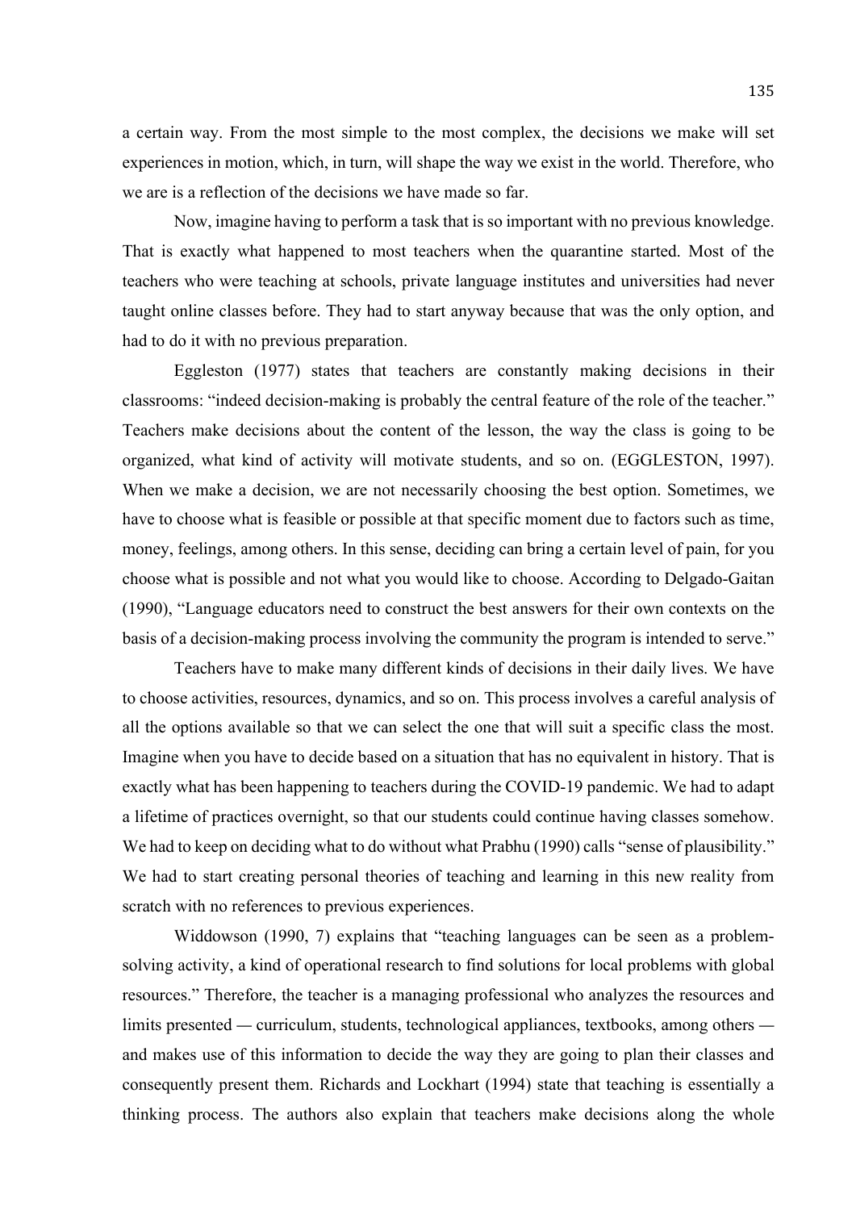a certain way. From the most simple to the most complex, the decisions we make will set experiences in motion, which, in turn, will shape the way we exist in the world. Therefore, who we are is a reflection of the decisions we have made so far.

Now, imagine having to perform a task that is so important with no previous knowledge. That is exactly what happened to most teachers when the quarantine started. Most of the teachers who were teaching at schools, private language institutes and universities had never taught online classes before. They had to start anyway because that was the only option, and had to do it with no previous preparation.

Eggleston (1977) states that teachers are constantly making decisions in their classrooms: "indeed decision-making is probably the central feature of the role of the teacher." Teachers make decisions about the content of the lesson, the way the class is going to be organized, what kind of activity will motivate students, and so on. (EGGLESTON, 1997). When we make a decision, we are not necessarily choosing the best option. Sometimes, we have to choose what is feasible or possible at that specific moment due to factors such as time, money, feelings, among others. In this sense, deciding can bring a certain level of pain, for you choose what is possible and not what you would like to choose. According to Delgado-Gaitan (1990), "Language educators need to construct the best answers for their own contexts on the basis of a decision-making process involving the community the program is intended to serve."

Teachers have to make many different kinds of decisions in their daily lives. We have to choose activities, resources, dynamics, and so on. This process involves a careful analysis of all the options available so that we can select the one that will suit a specific class the most. Imagine when you have to decide based on a situation that has no equivalent in history. That is exactly what has been happening to teachers during the COVID-19 pandemic. We had to adapt a lifetime of practices overnight, so that our students could continue having classes somehow. We had to keep on deciding what to do without what Prabhu (1990) calls "sense of plausibility." We had to start creating personal theories of teaching and learning in this new reality from scratch with no references to previous experiences.

Widdowson (1990, 7) explains that "teaching languages can be seen as a problem-solving activity, a kind of operational research to find solutions for local problems with global resources." Therefore, the teacher is a managing professional who analyzes the resources and limits presented — curriculum, students, technological appliances, textbooks, among others — and makes use of this information to decide the way they are going to plan their classes and consequently present them. Richards and Lockhart (1994) state that teaching is essentially a thinking process. The authors also explain that teachers make decisions along the whole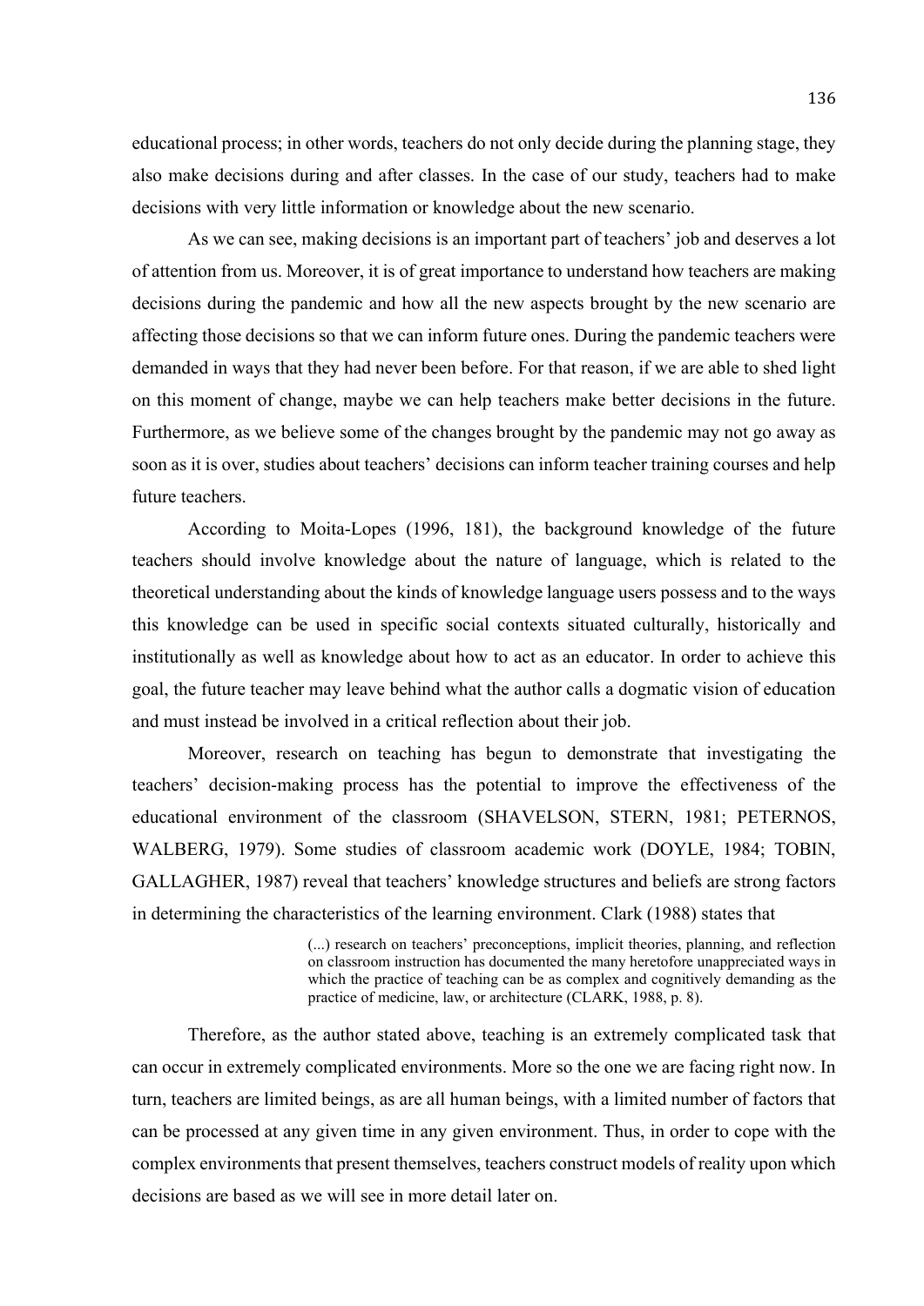educational process; in other words, teachers do not only decide during the planning stage, they also make decisions during and after classes. In the case of our study, teachers had to make decisions with very little information or knowledge about the new scenario.

As we can see, making decisions is an important part of teachers' job and deserves a lot of attention from us. Moreover, it is of great importance to understand how teachers are making decisions during the pandemic and how all the new aspects brought by the new scenario are affecting those decisions so that we can inform future ones. During the pandemic teachers were demanded in ways that they had never been before. For that reason, if we are able to shed light on this moment of change, maybe we can help teachers make better decisions in the future. Furthermore, as we believe some of the changes brought by the pandemic may not go away as soon as it is over, studies about teachers' decisions can inform teacher training courses and help future teachers.

According to Moita-Lopes (1996, 181), the background knowledge of the future teachers should involve knowledge about the nature of language, which is related to the theoretical understanding about the kinds of knowledge language users possess and to the ways this knowledge can be used in specific social contexts situated culturally, historically and institutionally as well as knowledge about how to act as an educator. In order to achieve this goal, the future teacher may leave behind what the author calls a dogmatic vision of education and must instead be involved in a critical reflection about their job.

Moreover, research on teaching has begun to demonstrate that investigating the teachers' decision-making process has the potential to improve the effectiveness of the educational environment of the classroom (SHAVELSON, STERN, 1981; PETERNOS, WALBERG, 1979). Some studies of classroom academic work (DOYLE, 1984; TOBIN, GALLAGHER, 1987) reveal that teachers' knowledge structures and beliefs are strong factors in determining the characteristics of the learning environment. Clark (1988) states that

> (...) research on teachers' preconceptions, implicit theories, planning, and reflection on classroom instruction has documented the many heretofore unappreciated ways in which the practice of teaching can be as complex and cognitively demanding as the practice of medicine, law, or architecture (CLARK, 1988, p. 8).

Therefore, as the author stated above, teaching is an extremely complicated task that can occur in extremely complicated environments. More so the one we are facing right now. In turn, teachers are limited beings, as are all human beings, with a limited number of factors that can be processed at any given time in any given environment. Thus, in order to cope with the complex environments that present themselves, teachers construct models of reality upon which decisions are based as we will see in more detail later on.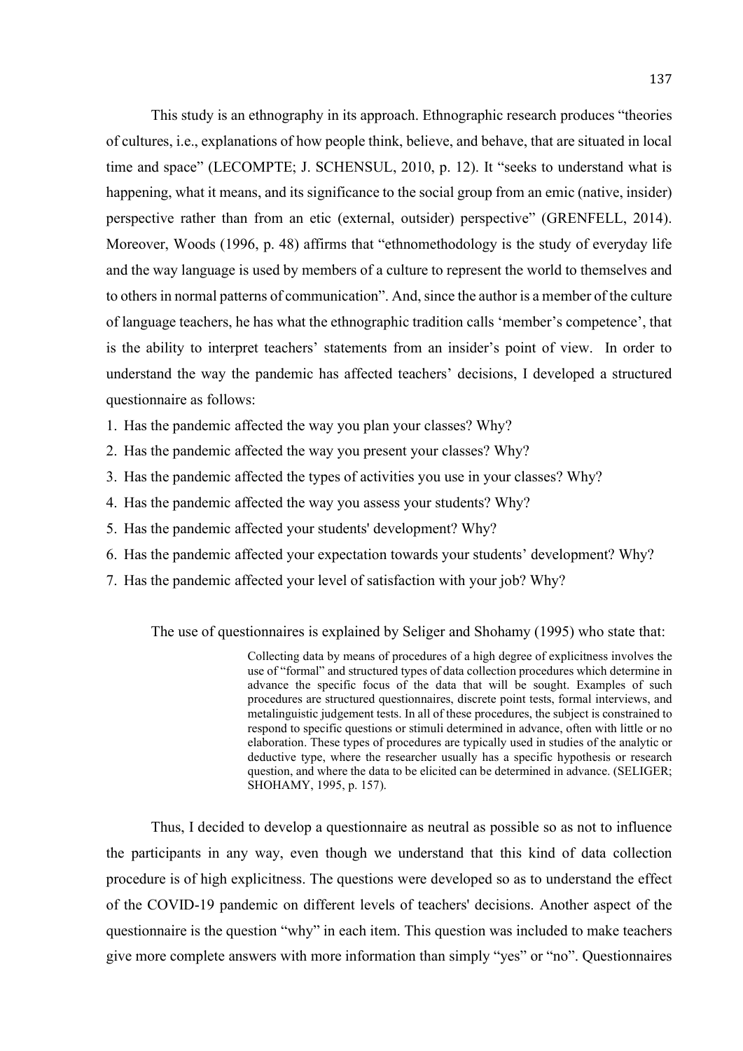This study is an ethnography in its approach. Ethnographic research produces "theories of cultures, i.e., explanations of how people think, believe, and behave, that are situated in local time and space" (LECOMPTE; J. SCHENSUL, 2010, p. 12). It "seeks to understand what is happening, what it means, and its significance to the social group from an emic (native, insider) perspective rather than from an etic (external, outsider) perspective" (GRENFELL, 2014). Moreover, Woods (1996, p. 48) affirms that "ethnomethodology is the study of everyday life and the way language is used by members of a culture to represent the world to themselves and to others in normal patterns of communication". And, since the author is a member of the culture of language teachers, he has what the ethnographic tradition calls 'member's competence', that is the ability to interpret teachers' statements from an insider's point of view. In order to understand the way the pandemic has affected teachers' decisions, I developed a structured questionnaire as follows:

1. Has the pandemic affected the way you plan your classes? Why?
2. Has the pandemic affected the way you present your classes? Why?
3. Has the pandemic affected the types of activities you use in your classes? Why?
4. Has the pandemic affected the way you assess your students? Why?
5. Has the pandemic affected your students' development? Why?
6. Has the pandemic affected your expectation towards your students' development? Why?
7. Has the pandemic affected your level of satisfaction with your job? Why?

The use of questionnaires is explained by Seliger and Shohamy (1995) who state that:

> Collecting data by means of procedures of a high degree of explicitness involves the use of "formal" and structured types of data collection procedures which determine in advance the specific focus of the data that will be sought. Examples of such procedures are structured questionnaires, discrete point tests, formal interviews, and metalinguistic judgement tests. In all of these procedures, the subject is constrained to respond to specific questions or stimuli determined in advance, often with little or no elaboration. These types of procedures are typically used in studies of the analytic or deductive type, where the researcher usually has a specific hypothesis or research question, and where the data to be elicited can be determined in advance. (SELIGER; SHOHAMY, 1995, p. 157).

Thus, I decided to develop a questionnaire as neutral as possible so as not to influence the participants in any way, even though we understand that this kind of data collection procedure is of high explicitness. The questions were developed so as to understand the effect of the COVID-19 pandemic on different levels of teachers' decisions. Another aspect of the questionnaire is the question "why" in each item. This question was included to make teachers give more complete answers with more information than simply "yes" or "no". Questionnaires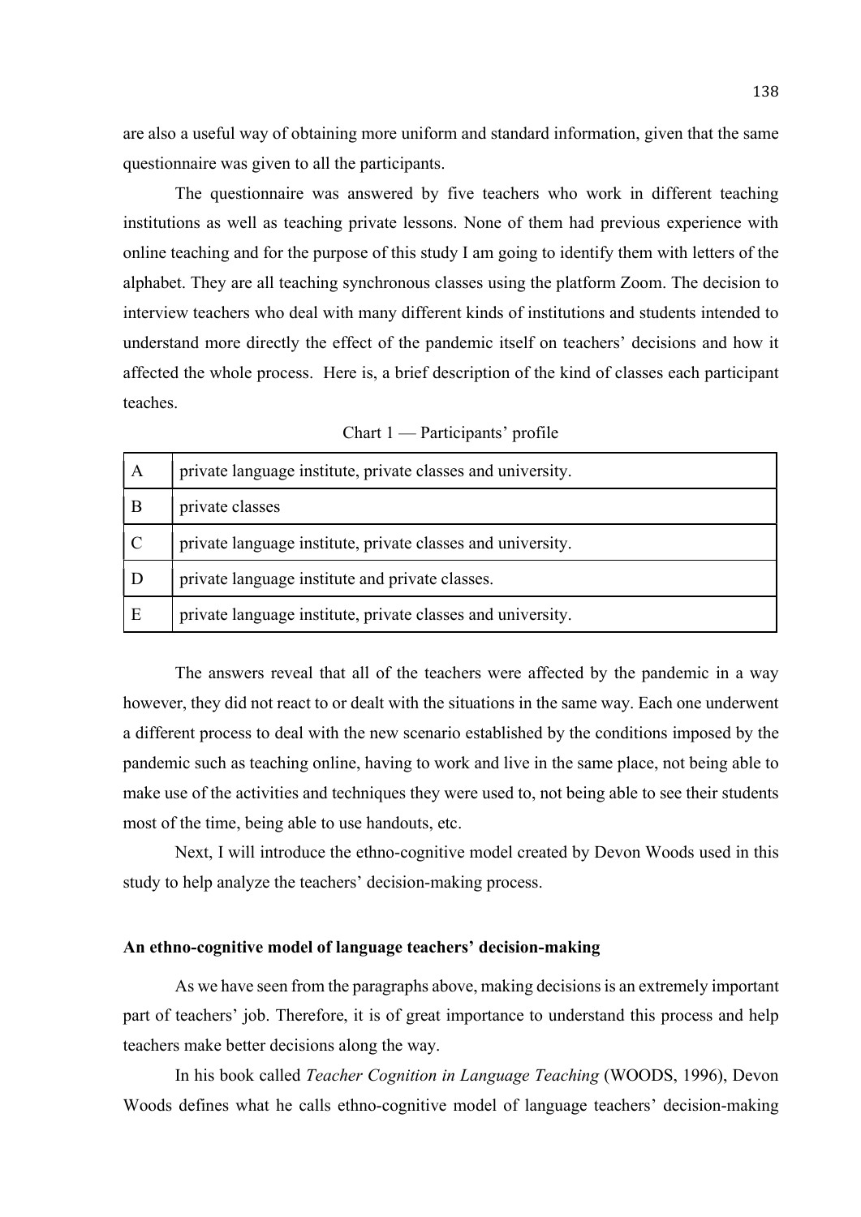are also a useful way of obtaining more uniform and standard information, given that the same questionnaire was given to all the participants.

The questionnaire was answered by five teachers who work in different teaching institutions as well as teaching private lessons. None of them had previous experience with online teaching and for the purpose of this study I am going to identify them with letters of the alphabet. They are all teaching synchronous classes using the platform Zoom. The decision to interview teachers who deal with many different kinds of institutions and students intended to understand more directly the effect of the pandemic itself on teachers' decisions and how it affected the whole process. Here is, a brief description of the kind of classes each participant teaches.

Chart 1 — Participants' profile

| | |
|---|---|
| A | private language institute, private classes and university. |
| B | private classes |
| C | private language institute, private classes and university. |
| D | private language institute and private classes. |
| E | private language institute, private classes and university. |

The answers reveal that all of the teachers were affected by the pandemic in a way however, they did not react to or dealt with the situations in the same way. Each one underwent a different process to deal with the new scenario established by the conditions imposed by the pandemic such as teaching online, having to work and live in the same place, not being able to make use of the activities and techniques they were used to, not being able to see their students most of the time, being able to use handouts, etc.

Next, I will introduce the ethno-cognitive model created by Devon Woods used in this study to help analyze the teachers' decision-making process.

### An ethno-cognitive model of language teachers' decision-making

As we have seen from the paragraphs above, making decisions is an extremely important part of teachers' job. Therefore, it is of great importance to understand this process and help teachers make better decisions along the way.

In his book called *Teacher Cognition in Language Teaching* (WOODS, 1996), Devon Woods defines what he calls ethno-cognitive model of language teachers' decision-making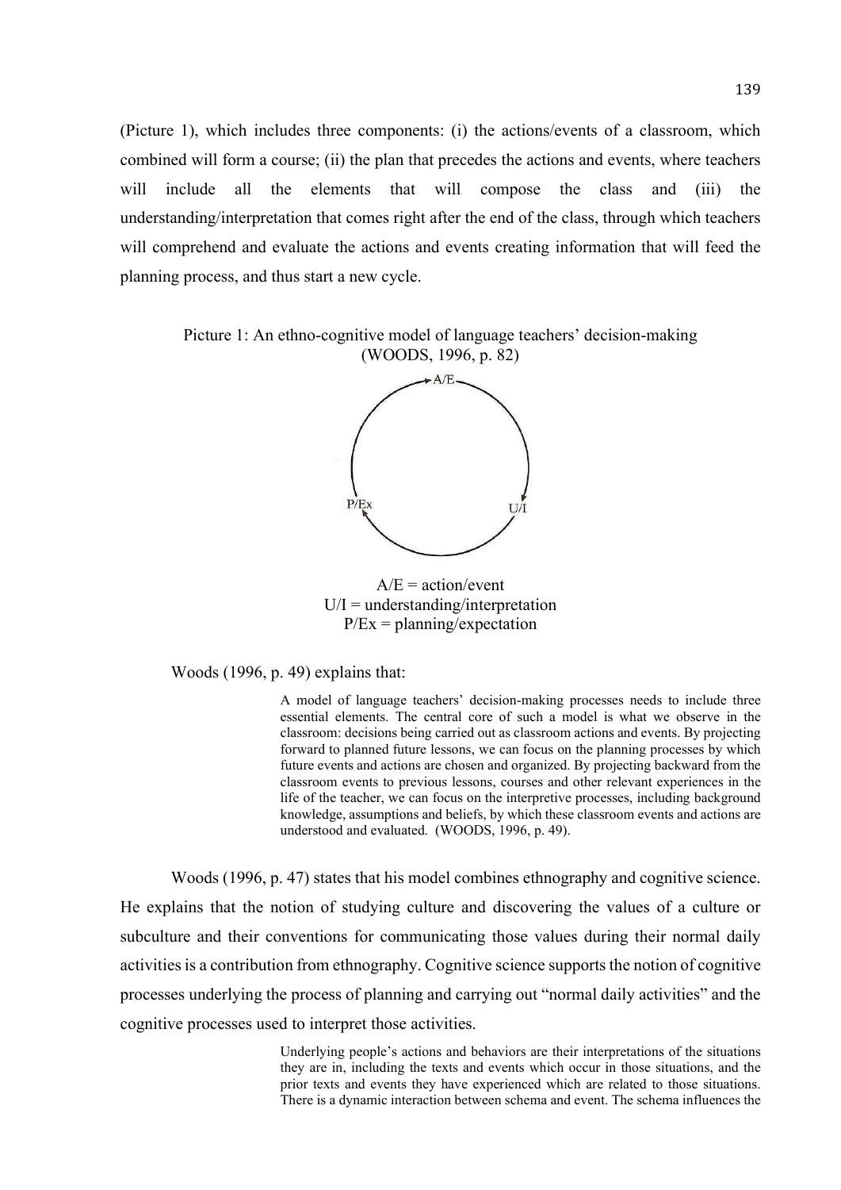(Picture 1), which includes three components: (i) the actions/events of a classroom, which combined will form a course; (ii) the plan that precedes the actions and events, where teachers will include all the elements that will compose the class and (iii) the understanding/interpretation that comes right after the end of the class, through which teachers will comprehend and evaluate the actions and events creating information that will feed the planning process, and thus start a new cycle.

Picture 1: An ethno-cognitive model of language teachers' decision-making (WOODS, 1996, p. 82)

A/E

P/Ex U/I

A/E = action/event
U/I = understanding/interpretation
P/Ex = planning/expectation

Woods (1996, p. 49) explains that:

> A model of language teachers' decision-making processes needs to include three essential elements. The central core of such a model is what we observe in the classroom: decisions being carried out as classroom actions and events. By projecting forward to planned future lessons, we can focus on the planning processes by which future events and actions are chosen and organized. By projecting backward from the classroom events to previous lessons, courses and other relevant experiences in the life of the teacher, we can focus on the interpretive processes, including background knowledge, assumptions and beliefs, by which these classroom events and actions are understood and evaluated. (WOODS, 1996, p. 49).

Woods (1996, p. 47) states that his model combines ethnography and cognitive science. He explains that the notion of studying culture and discovering the values of a culture or subculture and their conventions for communicating those values during their normal daily activities is a contribution from ethnography. Cognitive science supports the notion of cognitive processes underlying the process of planning and carrying out "normal daily activities" and the cognitive processes used to interpret those activities.

> Underlying people's actions and behaviors are their interpretations of the situations they are in, including the texts and events which occur in those situations, and the prior texts and events they have experienced which are related to those situations. There is a dynamic interaction between schema and event. The schema influences the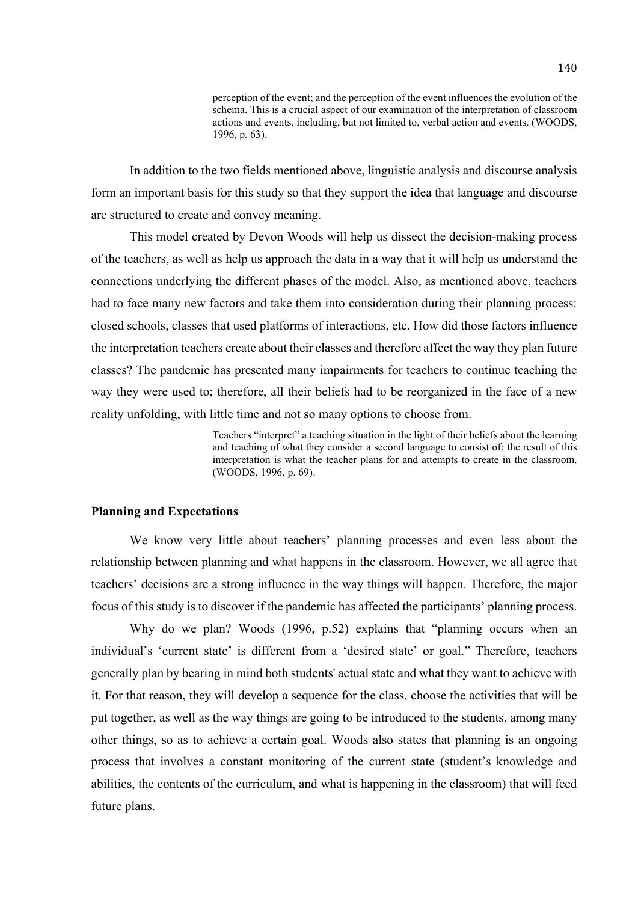> perception of the event; and the perception of the event influences the evolution of the schema. This is a crucial aspect of our examination of the interpretation of classroom actions and events, including, but not limited to, verbal action and events. (WOODS, 1996, p. 63).

In addition to the two fields mentioned above, linguistic analysis and discourse analysis form an important basis for this study so that they support the idea that language and discourse are structured to create and convey meaning.

This model created by Devon Woods will help us dissect the decision-making process of the teachers, as well as help us approach the data in a way that it will help us understand the connections underlying the different phases of the model. Also, as mentioned above, teachers had to face many new factors and take them into consideration during their planning process: closed schools, classes that used platforms of interactions, etc. How did those factors influence the interpretation teachers create about their classes and therefore affect the way they plan future classes? The pandemic has presented many impairments for teachers to continue teaching the way they were used to; therefore, all their beliefs had to be reorganized in the face of a new reality unfolding, with little time and not so many options to choose from.

> Teachers "interpret" a teaching situation in the light of their beliefs about the learning and teaching of what they consider a second language to consist of; the result of this interpretation is what the teacher plans for and attempts to create in the classroom. (WOODS, 1996, p. 69).

**Planning and Expectations**

We know very little about teachers' planning processes and even less about the relationship between planning and what happens in the classroom. However, we all agree that teachers' decisions are a strong influence in the way things will happen. Therefore, the major focus of this study is to discover if the pandemic has affected the participants' planning process.

Why do we plan? Woods (1996, p.52) explains that "planning occurs when an individual's 'current state' is different from a 'desired state' or goal." Therefore, teachers generally plan by bearing in mind both students' actual state and what they want to achieve with it. For that reason, they will develop a sequence for the class, choose the activities that will be put together, as well as the way things are going to be introduced to the students, among many other things, so as to achieve a certain goal. Woods also states that planning is an ongoing process that involves a constant monitoring of the current state (student's knowledge and abilities, the contents of the curriculum, and what is happening in the classroom) that will feed future plans.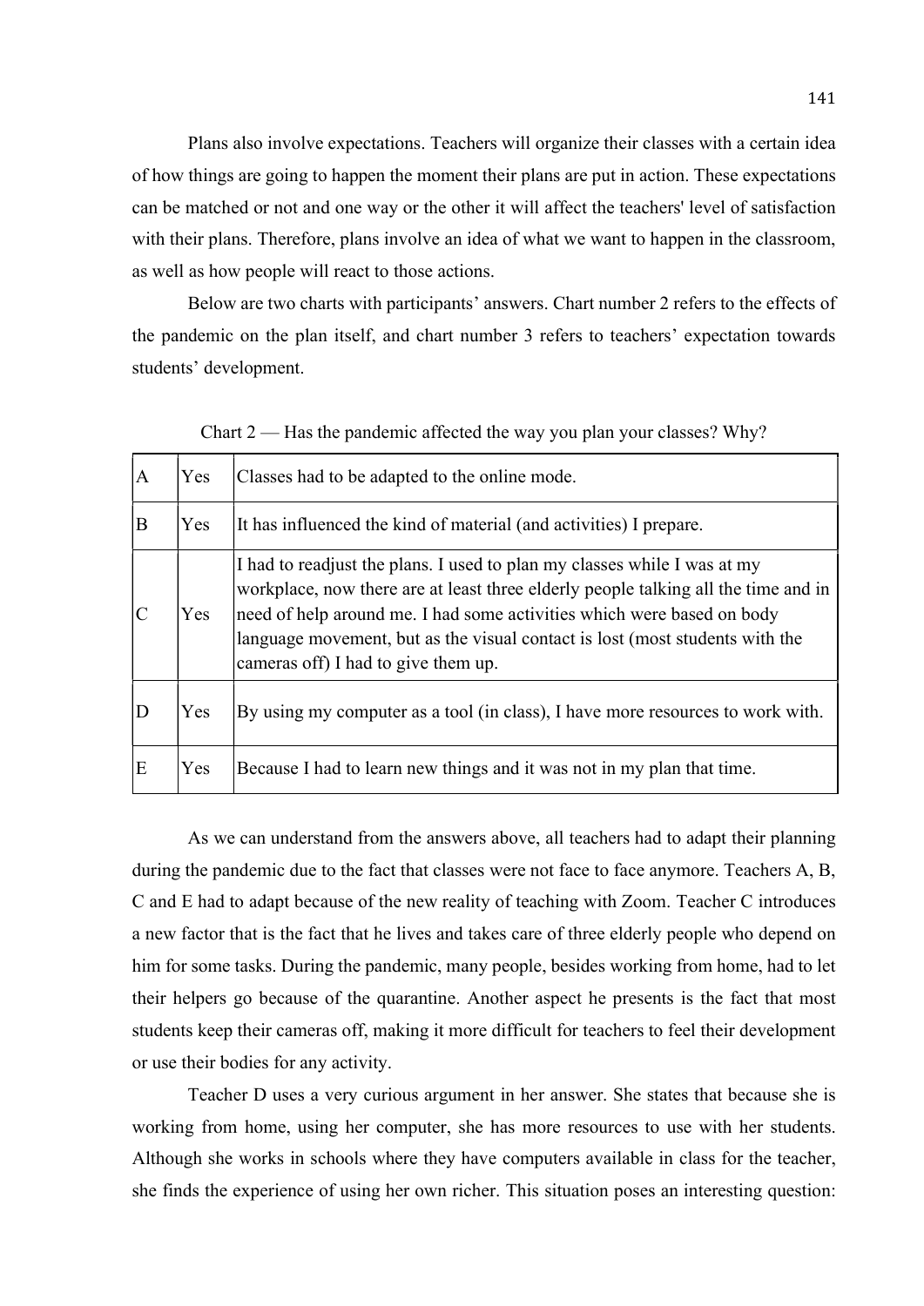Plans also involve expectations. Teachers will organize their classes with a certain idea of how things are going to happen the moment their plans are put in action. These expectations can be matched or not and one way or the other it will affect the teachers' level of satisfaction with their plans. Therefore, plans involve an idea of what we want to happen in the classroom, as well as how people will react to those actions.

Below are two charts with participants' answers. Chart number 2 refers to the effects of the pandemic on the plan itself, and chart number 3 refers to teachers' expectation towards students' development.

Chart 2 — Has the pandemic affected the way you plan your classes? Why?

| | | |
|---|---|---|
| A | Yes | Classes had to be adapted to the online mode. |
| B | Yes | It has influenced the kind of material (and activities) I prepare. |
| C | Yes | I had to readjust the plans. I used to plan my classes while I was at my workplace, now there are at least three elderly people talking all the time and in need of help around me. I had some activities which were based on body language movement, but as the visual contact is lost (most students with the cameras off) I had to give them up. |
| D | Yes | By using my computer as a tool (in class), I have more resources to work with. |
| E | Yes | Because I had to learn new things and it was not in my plan that time. |

As we can understand from the answers above, all teachers had to adapt their planning during the pandemic due to the fact that classes were not face to face anymore. Teachers A, B, C and E had to adapt because of the new reality of teaching with Zoom. Teacher C introduces a new factor that is the fact that he lives and takes care of three elderly people who depend on him for some tasks. During the pandemic, many people, besides working from home, had to let their helpers go because of the quarantine. Another aspect he presents is the fact that most students keep their cameras off, making it more difficult for teachers to feel their development or use their bodies for any activity.

Teacher D uses a very curious argument in her answer. She states that because she is working from home, using her computer, she has more resources to use with her students. Although she works in schools where they have computers available in class for the teacher, she finds the experience of using her own richer. This situation poses an interesting question: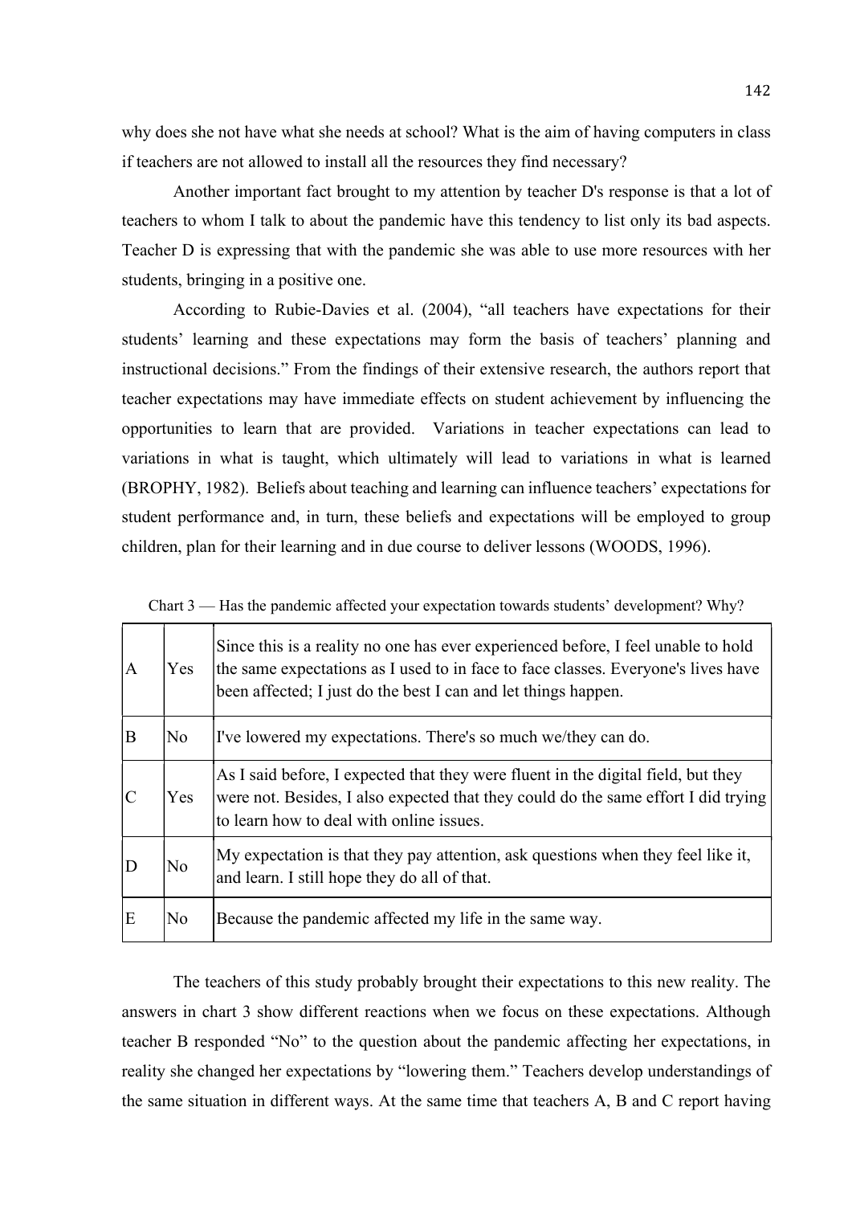why does she not have what she needs at school? What is the aim of having computers in class if teachers are not allowed to install all the resources they find necessary?

Another important fact brought to my attention by teacher D's response is that a lot of teachers to whom I talk to about the pandemic have this tendency to list only its bad aspects. Teacher D is expressing that with the pandemic she was able to use more resources with her students, bringing in a positive one.

According to Rubie-Davies et al. (2004), "all teachers have expectations for their students' learning and these expectations may form the basis of teachers' planning and instructional decisions." From the findings of their extensive research, the authors report that teacher expectations may have immediate effects on student achievement by influencing the opportunities to learn that are provided. Variations in teacher expectations can lead to variations in what is taught, which ultimately will lead to variations in what is learned (BROPHY, 1982). Beliefs about teaching and learning can influence teachers' expectations for student performance and, in turn, these beliefs and expectations will be employed to group children, plan for their learning and in due course to deliver lessons (WOODS, 1996).

Chart 3 — Has the pandemic affected your expectation towards students' development? Why?

| | | |
|---|---|---|
| A | Yes | Since this is a reality no one has ever experienced before, I feel unable to hold the same expectations as I used to in face to face classes. Everyone's lives have been affected; I just do the best I can and let things happen. |
| B | No | I've lowered my expectations. There's so much we/they can do. |
| C | Yes | As I said before, I expected that they were fluent in the digital field, but they were not. Besides, I also expected that they could do the same effort I did trying to learn how to deal with online issues. |
| D | No | My expectation is that they pay attention, ask questions when they feel like it, and learn. I still hope they do all of that. |
| E | No | Because the pandemic affected my life in the same way. |

The teachers of this study probably brought their expectations to this new reality. The answers in chart 3 show different reactions when we focus on these expectations. Although teacher B responded "No" to the question about the pandemic affecting her expectations, in reality she changed her expectations by "lowering them." Teachers develop understandings of the same situation in different ways. At the same time that teachers A, B and C report having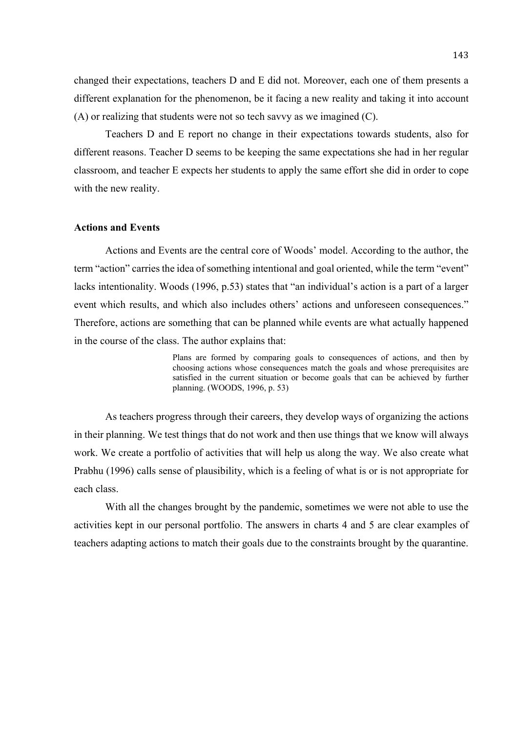changed their expectations, teachers D and E did not. Moreover, each one of them presents a different explanation for the phenomenon, be it facing a new reality and taking it into account (A) or realizing that students were not so tech savvy as we imagined (C).

Teachers D and E report no change in their expectations towards students, also for different reasons. Teacher D seems to be keeping the same expectations she had in her regular classroom, and teacher E expects her students to apply the same effort she did in order to cope with the new reality.

## Actions and Events

Actions and Events are the central core of Woods' model. According to the author, the term "action" carries the idea of something intentional and goal oriented, while the term "event" lacks intentionality. Woods (1996, p.53) states that "an individual's action is a part of a larger event which results, and which also includes others' actions and unforeseen consequences." Therefore, actions are something that can be planned while events are what actually happened in the course of the class. The author explains that:

> Plans are formed by comparing goals to consequences of actions, and then by choosing actions whose consequences match the goals and whose prerequisites are satisfied in the current situation or become goals that can be achieved by further planning. (WOODS, 1996, p. 53)

As teachers progress through their careers, they develop ways of organizing the actions in their planning. We test things that do not work and then use things that we know will always work. We create a portfolio of activities that will help us along the way. We also create what Prabhu (1996) calls sense of plausibility, which is a feeling of what is or is not appropriate for each class.

With all the changes brought by the pandemic, sometimes we were not able to use the activities kept in our personal portfolio. The answers in charts 4 and 5 are clear examples of teachers adapting actions to match their goals due to the constraints brought by the quarantine.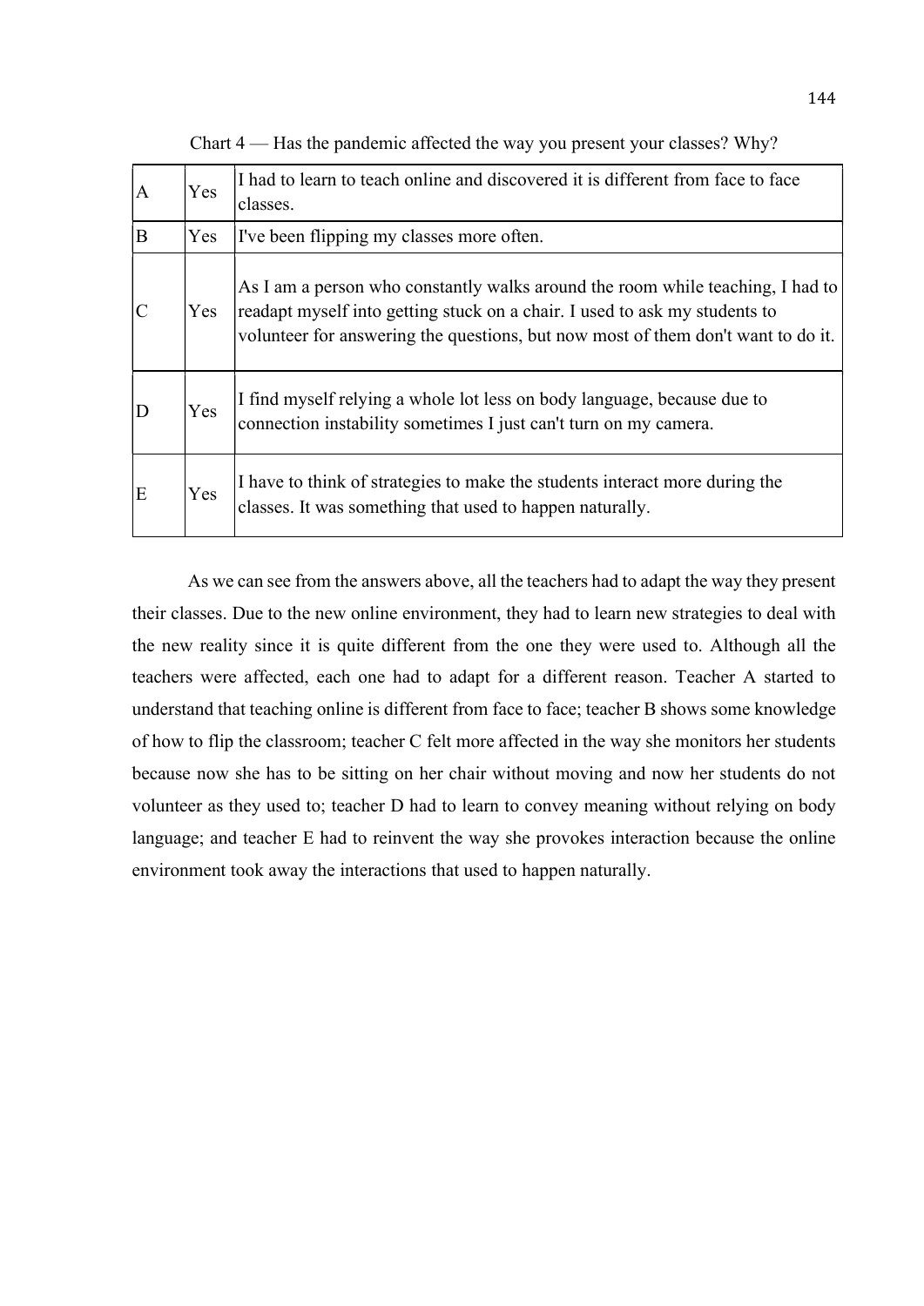Chart 4 — Has the pandemic affected the way you present your classes? Why?

| | | |
|---|---|---|
| A | Yes | I had to learn to teach online and discovered it is different from face to face classes. |
| B | Yes | I've been flipping my classes more often. |
| C | Yes | As I am a person who constantly walks around the room while teaching, I had to readapt myself into getting stuck on a chair. I used to ask my students to volunteer for answering the questions, but now most of them don't want to do it. |
| D | Yes | I find myself relying a whole lot less on body language, because due to connection instability sometimes I just can't turn on my camera. |
| E | Yes | I have to think of strategies to make the students interact more during the classes. It was something that used to happen naturally. |

As we can see from the answers above, all the teachers had to adapt the way they present their classes. Due to the new online environment, they had to learn new strategies to deal with the new reality since it is quite different from the one they were used to. Although all the teachers were affected, each one had to adapt for a different reason. Teacher A started to understand that teaching online is different from face to face; teacher B shows some knowledge of how to flip the classroom; teacher C felt more affected in the way she monitors her students because now she has to be sitting on her chair without moving and now her students do not volunteer as they used to; teacher D had to learn to convey meaning without relying on body language; and teacher E had to reinvent the way she provokes interaction because the online environment took away the interactions that used to happen naturally.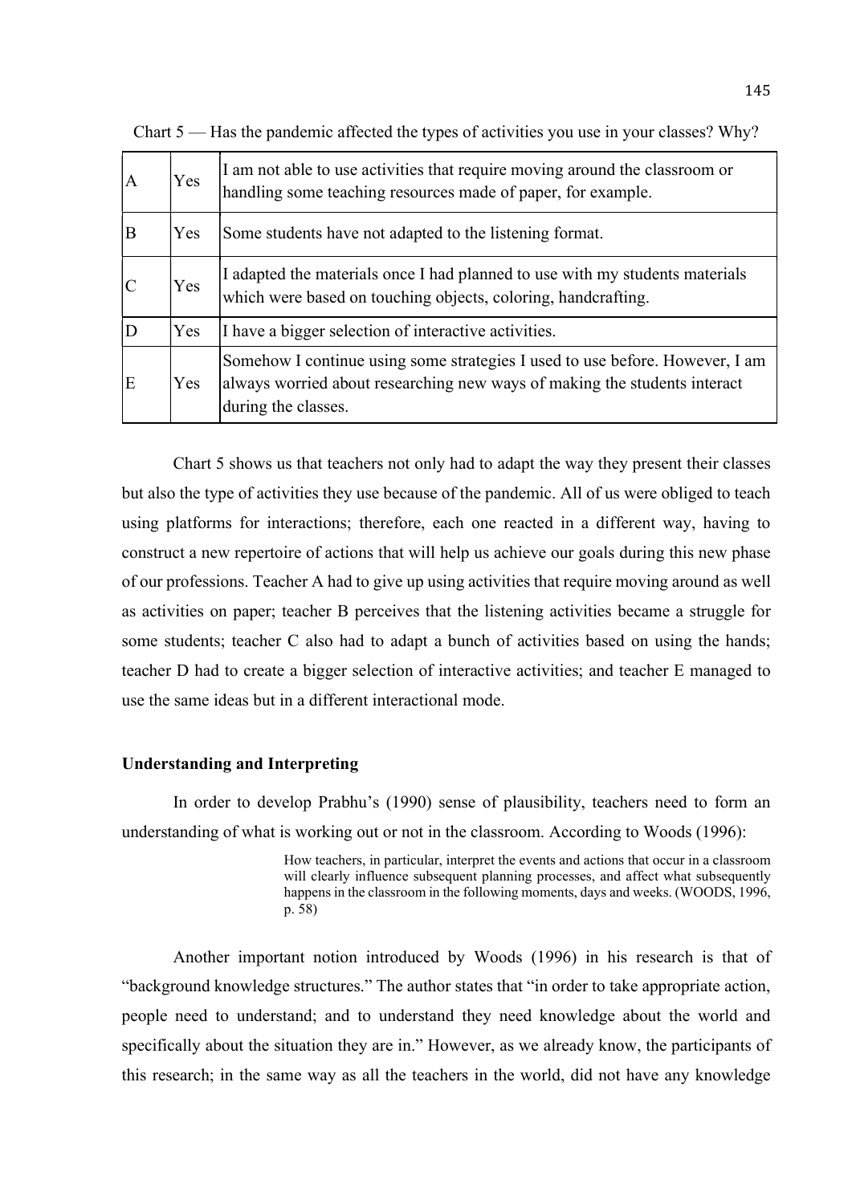Chart 5 — Has the pandemic affected the types of activities you use in your classes? Why?

| | | |
|---|---|---|
| A | Yes | I am not able to use activities that require moving around the classroom or handling some teaching resources made of paper, for example. |
| B | Yes | Some students have not adapted to the listening format. |
| C | Yes | I adapted the materials once I had planned to use with my students materials which were based on touching objects, coloring, handcrafting. |
| D | Yes | I have a bigger selection of interactive activities. |
| E | Yes | Somehow I continue using some strategies I used to use before. However, I am always worried about researching new ways of making the students interact during the classes. |

Chart 5 shows us that teachers not only had to adapt the way they present their classes but also the type of activities they use because of the pandemic. All of us were obliged to teach using platforms for interactions; therefore, each one reacted in a different way, having to construct a new repertoire of actions that will help us achieve our goals during this new phase of our professions. Teacher A had to give up using activities that require moving around as well as activities on paper; teacher B perceives that the listening activities became a struggle for some students; teacher C also had to adapt a bunch of activities based on using the hands; teacher D had to create a bigger selection of interactive activities; and teacher E managed to use the same ideas but in a different interactional mode.

**Understanding and Interpreting**

In order to develop Prabhu's (1990) sense of plausibility, teachers need to form an understanding of what is working out or not in the classroom. According to Woods (1996):

> How teachers, in particular, interpret the events and actions that occur in a classroom will clearly influence subsequent planning processes, and affect what subsequently happens in the classroom in the following moments, days and weeks. (WOODS, 1996, p. 58)

Another important notion introduced by Woods (1996) in his research is that of "background knowledge structures." The author states that "in order to take appropriate action, people need to understand; and to understand they need knowledge about the world and specifically about the situation they are in." However, as we already know, the participants of this research; in the same way as all the teachers in the world, did not have any knowledge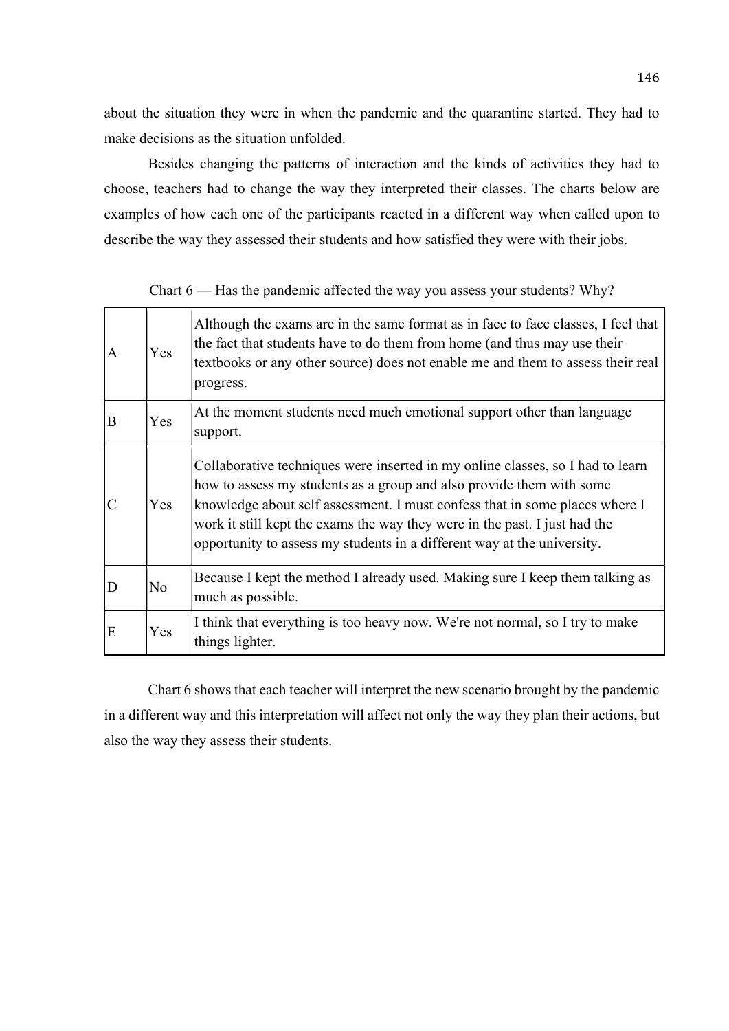about the situation they were in when the pandemic and the quarantine started. They had to make decisions as the situation unfolded.

Besides changing the patterns of interaction and the kinds of activities they had to choose, teachers had to change the way they interpreted their classes. The charts below are examples of how each one of the participants reacted in a different way when called upon to describe the way they assessed their students and how satisfied they were with their jobs.

Chart 6 — Has the pandemic affected the way you assess your students? Why?

| | | |
|---|---|---|
| A | Yes | Although the exams are in the same format as in face to face classes, I feel that the fact that students have to do them from home (and thus may use their textbooks or any other source) does not enable me and them to assess their real progress. |
| B | Yes | At the moment students need much emotional support other than language support. |
| C | Yes | Collaborative techniques were inserted in my online classes, so I had to learn how to assess my students as a group and also provide them with some knowledge about self assessment. I must confess that in some places where I work it still kept the exams the way they were in the past. I just had the opportunity to assess my students in a different way at the university. |
| D | No | Because I kept the method I already used. Making sure I keep them talking as much as possible. |
| E | Yes | I think that everything is too heavy now. We're not normal, so I try to make things lighter. |

Chart 6 shows that each teacher will interpret the new scenario brought by the pandemic in a different way and this interpretation will affect not only the way they plan their actions, but also the way they assess their students.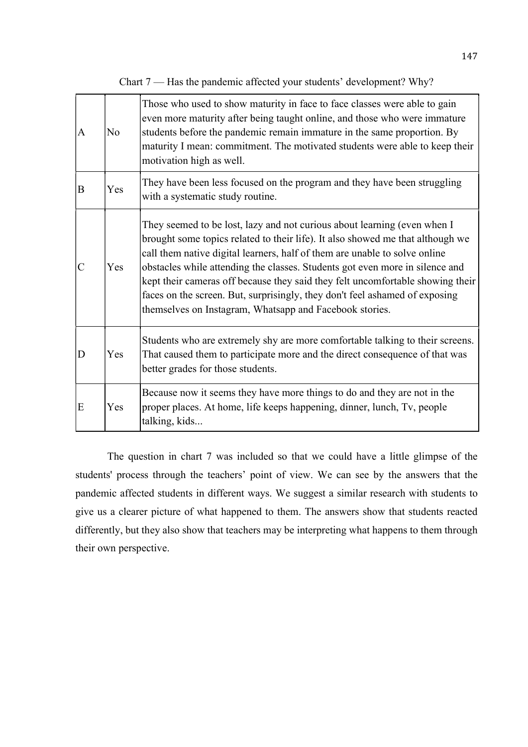Chart 7 — Has the pandemic affected your students' development? Why?

| | | |
|---|---|---|
| A | No | Those who used to show maturity in face to face classes were able to gain even more maturity after being taught online, and those who were immature students before the pandemic remain immature in the same proportion. By maturity I mean: commitment. The motivated students were able to keep their motivation high as well. |
| B | Yes | They have been less focused on the program and they have been struggling with a systematic study routine. |
| C | Yes | They seemed to be lost, lazy and not curious about learning (even when I brought some topics related to their life). It also showed me that although we call them native digital learners, half of them are unable to solve online obstacles while attending the classes. Students got even more in silence and kept their cameras off because they said they felt uncomfortable showing their faces on the screen. But, surprisingly, they don't feel ashamed of exposing themselves on Instagram, Whatsapp and Facebook stories. |
| D | Yes | Students who are extremely shy are more comfortable talking to their screens. That caused them to participate more and the direct consequence of that was better grades for those students. |
| E | Yes | Because now it seems they have more things to do and they are not in the proper places. At home, life keeps happening, dinner, lunch, Tv, people talking, kids... |

The question in chart 7 was included so that we could have a little glimpse of the students' process through the teachers' point of view. We can see by the answers that the pandemic affected students in different ways. We suggest a similar research with students to give us a clearer picture of what happened to them. The answers show that students reacted differently, but they also show that teachers may be interpreting what happens to them through their own perspective.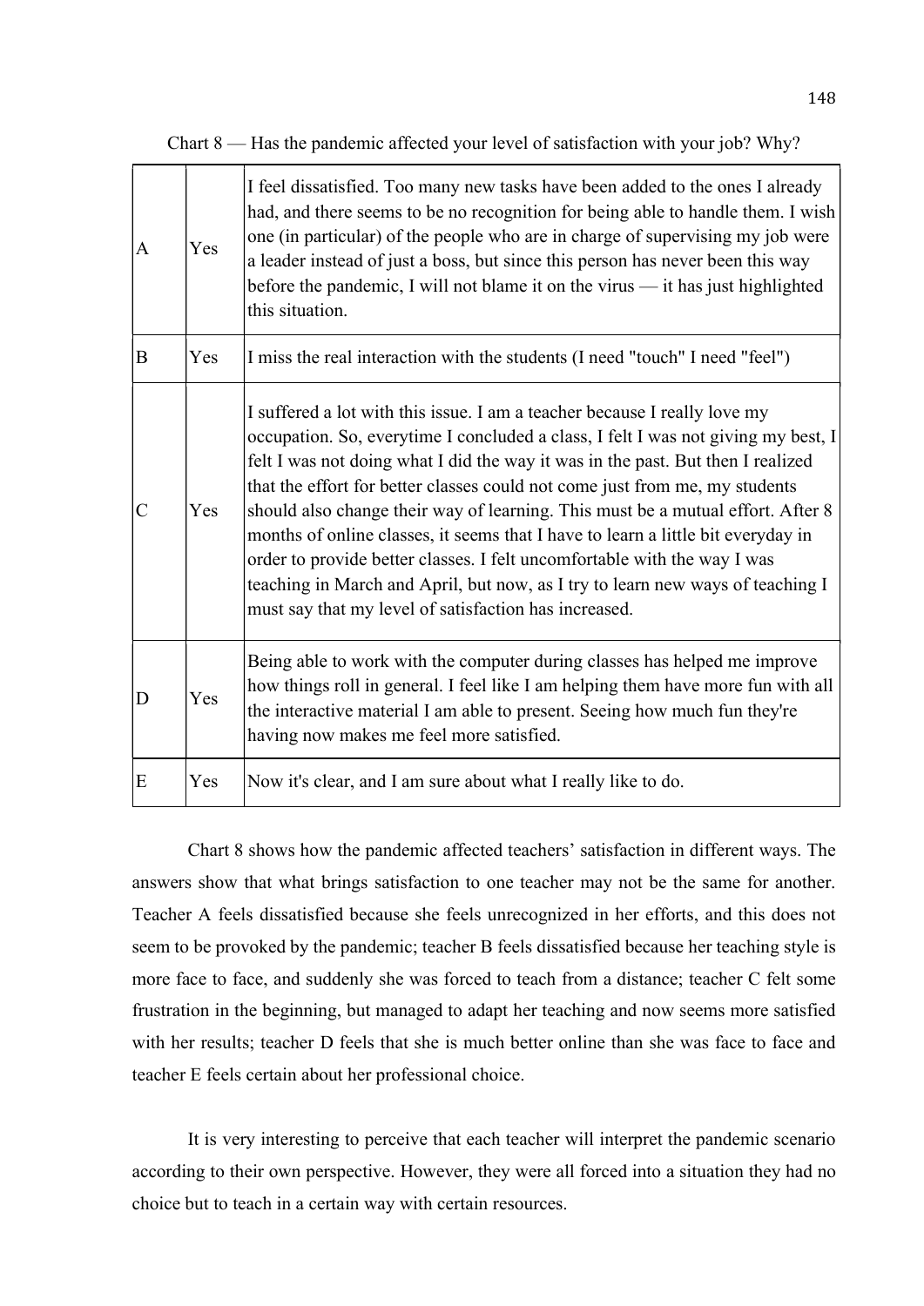Chart 8 — Has the pandemic affected your level of satisfaction with your job? Why?

| | | |
|---|---|---|
| A | Yes | I feel dissatisfied. Too many new tasks have been added to the ones I already had, and there seems to be no recognition for being able to handle them. I wish one (in particular) of the people who are in charge of supervising my job were a leader instead of just a boss, but since this person has never been this way before the pandemic, I will not blame it on the virus — it has just highlighted this situation. |
| B | Yes | I miss the real interaction with the students (I need "touch" I need "feel") |
| C | Yes | I suffered a lot with this issue. I am a teacher because I really love my occupation. So, everytime I concluded a class, I felt I was not giving my best, I felt I was not doing what I did the way it was in the past. But then I realized that the effort for better classes could not come just from me, my students should also change their way of learning. This must be a mutual effort. After 8 months of online classes, it seems that I have to learn a little bit everyday in order to provide better classes. I felt uncomfortable with the way I was teaching in March and April, but now, as I try to learn new ways of teaching I must say that my level of satisfaction has increased. |
| D | Yes | Being able to work with the computer during classes has helped me improve how things roll in general. I feel like I am helping them have more fun with all the interactive material I am able to present. Seeing how much fun they're having now makes me feel more satisfied. |
| E | Yes | Now it's clear, and I am sure about what I really like to do. |

Chart 8 shows how the pandemic affected teachers' satisfaction in different ways. The answers show that what brings satisfaction to one teacher may not be the same for another. Teacher A feels dissatisfied because she feels unrecognized in her efforts, and this does not seem to be provoked by the pandemic; teacher B feels dissatisfied because her teaching style is more face to face, and suddenly she was forced to teach from a distance; teacher C felt some frustration in the beginning, but managed to adapt her teaching and now seems more satisfied with her results; teacher D feels that she is much better online than she was face to face and teacher E feels certain about her professional choice.

It is very interesting to perceive that each teacher will interpret the pandemic scenario according to their own perspective. However, they were all forced into a situation they had no choice but to teach in a certain way with certain resources.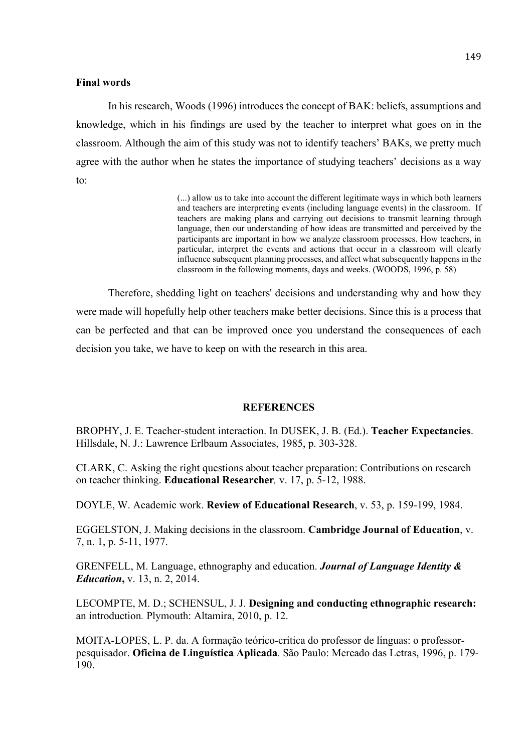## Final words

In his research, Woods (1996) introduces the concept of BAK: beliefs, assumptions and knowledge, which in his findings are used by the teacher to interpret what goes on in the classroom. Although the aim of this study was not to identify teachers' BAKs, we pretty much agree with the author when he states the importance of studying teachers' decisions as a way to:

> (...) allow us to take into account the different legitimate ways in which both learners and teachers are interpreting events (including language events) in the classroom. If teachers are making plans and carrying out decisions to transmit learning through language, then our understanding of how ideas are transmitted and perceived by the participants are important in how we analyze classroom processes. How teachers, in particular, interpret the events and actions that occur in a classroom will clearly influence subsequent planning processes, and affect what subsequently happens in the classroom in the following moments, days and weeks. (WOODS, 1996, p. 58)

Therefore, shedding light on teachers' decisions and understanding why and how they were made will hopefully help other teachers make better decisions. Since this is a process that can be perfected and that can be improved once you understand the consequences of each decision you take, we have to keep on with the research in this area.

## REFERENCES

BROPHY, J. E. Teacher-student interaction. In DUSEK, J. B. (Ed.). **Teacher Expectancies**. Hillsdale, N. J.: Lawrence Erlbaum Associates, 1985, p. 303-328.

CLARK, C. Asking the right questions about teacher preparation: Contributions on research on teacher thinking. **Educational Researcher***,* v. 17, p. 5-12, 1988.

DOYLE, W. Academic work. **Review of Educational Research**, v. 53, p. 159-199, 1984.

EGGELSTON, J. Making decisions in the classroom. **Cambridge Journal of Education**, v. 7, n. 1, p. 5-11, 1977.

GRENFELL, M. Language, ethnography and education. ***Journal of Language Identity & Education*****,** v. 13, n. 2, 2014.

LECOMPTE, M. D.; SCHENSUL, J. J. **Designing and conducting ethnographic research:** an introduction*.* Plymouth: Altamira, 2010, p. 12.

MOITA-LOPES, L. P. da. A formação teórico-crítica do professor de línguas: o professor-pesquisador. **Oficina de Linguística Aplicada***.* São Paulo: Mercado das Letras, 1996, p. 179-190.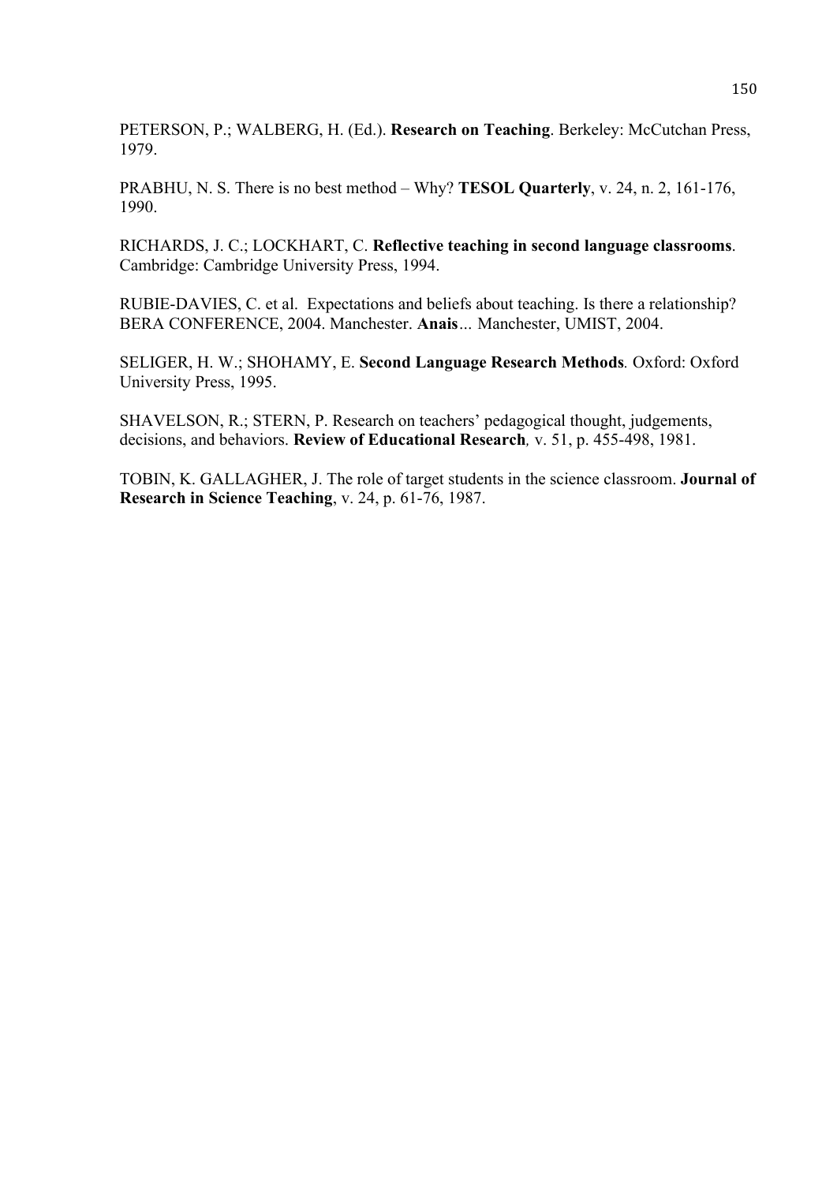PETERSON, P.; WALBERG, H. (Ed.). **Research on Teaching**. Berkeley: McCutchan Press, 1979.

PRABHU, N. S. There is no best method – Why? **TESOL Quarterly**, v. 24, n. 2, 161-176, 1990.

RICHARDS, J. C.; LOCKHART, C. **Reflective teaching in second language classrooms**. Cambridge: Cambridge University Press, 1994.

RUBIE-DAVIES, C. et al. Expectations and beliefs about teaching. Is there a relationship? BERA CONFERENCE, 2004. Manchester. **Anais**... Manchester, UMIST, 2004.

SELIGER, H. W.; SHOHAMY, E. **Second Language Research Methods***.* Oxford: Oxford University Press, 1995.

SHAVELSON, R.; STERN, P. Research on teachers' pedagogical thought, judgements, decisions, and behaviors. **Review of Educational Research***,* v. 51, p. 455-498, 1981.

TOBIN, K. GALLAGHER, J. The role of target students in the science classroom. **Journal of Research in Science Teaching**, v. 24, p. 61-76, 1987.